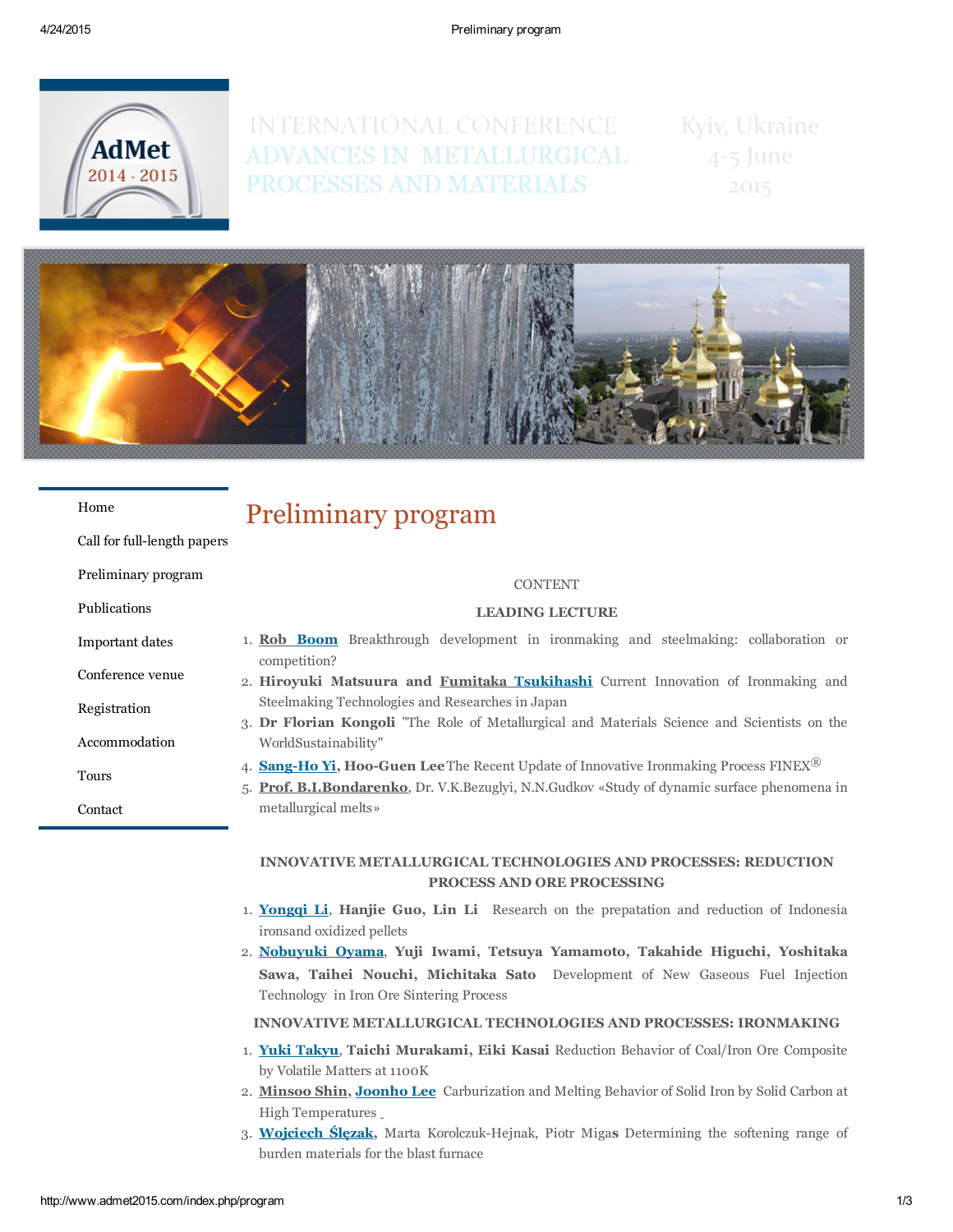# INTERNATIONAL CONFERENCE ADVANCES IN METALLURGICAL PROCESSES AND MATERIALS

Kyiv, Ukraine
4-5 June
2015

- Home
- Call for full-length papers
- Preliminary program
- Publications
- Important dates
- Conference venue
- Registration
- Accommodation
- Tours
- Contact

# Preliminary program

CONTENT

**LEADING LECTURE**

1. **Rob Boom** Breakthrough development in ironmaking and steelmaking: collaboration or competition?
2. **Hiroyuki Matsuura and Fumitaka Tsukihashi** Current Innovation of Ironmaking and Steelmaking Technologies and Researches in Japan
3. **Dr Florian Kongoli** "The Role of Metallurgical and Materials Science and Scientists on the WorldSustainability"
4. **Sang-Ho Yi, Hoo-Guen Lee** The Recent Update of Innovative Ironmaking Process FINEX®
5. **Prof. B.I.Bondarenko**, Dr. V.K.Bezuglyi, N.N.Gudkov «Study of dynamic surface phenomena in metallurgical melts»

**INNOVATIVE METALLURGICAL TECHNOLOGIES AND PROCESSES: REDUCTION PROCESS AND ORE PROCESSING**

1. **Yongqi Li, Hanjie Guo, Lin Li** Research on the prepatation and reduction of Indonesia ironsand oxidized pellets
2. **Nobuyuki Oyama, Yuji Iwami, Tetsuya Yamamoto, Takahide Higuchi, Yoshitaka Sawa, Taihei Nouchi, Michitaka Sato** Development of New Gaseous Fuel Injection Technology in Iron Ore Sintering Process

**INNOVATIVE METALLURGICAL TECHNOLOGIES AND PROCESSES: IRONMAKING**

1. **Yuki Takyu, Taichi Murakami, Eiki Kasai** Reduction Behavior of Coal/Iron Ore Composite by Volatile Matters at 1100K
2. **Minsoo Shin, Joonho Lee** Carburization and Melting Behavior of Solid Iron by Solid Carbon at High Temperatures
3. **Wojciech Ślęzak**, Marta Korolczuk-Hejnak, Piotr Migas Determining the softening range of burden materials for the blast furnace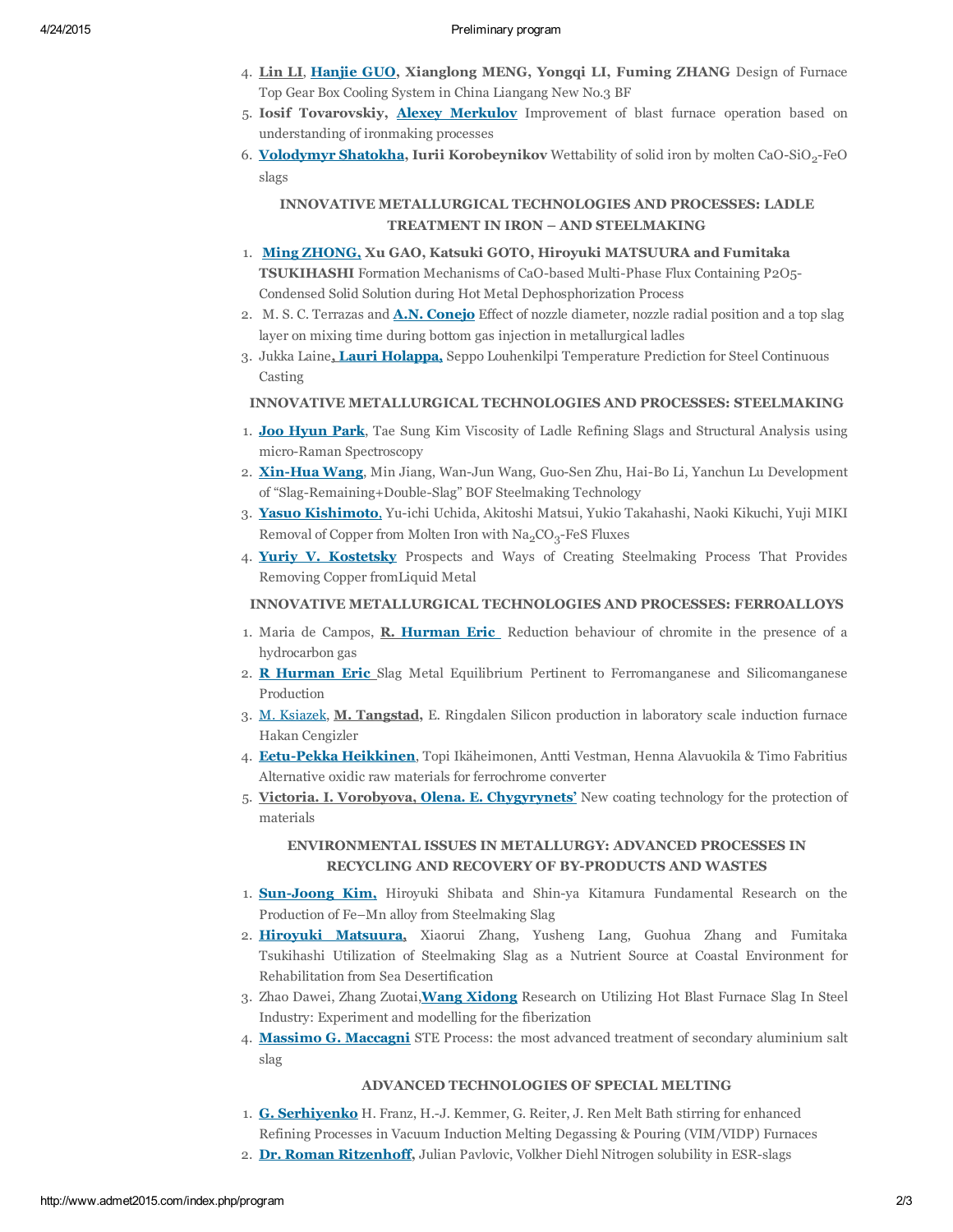4. **Lin LI**, **Hanjie GUO**, **Xianglong MENG, Yongqi LI, Fuming ZHANG** Design of Furnace Top Gear Box Cooling System in China Liangang New No.3 BF
5. **Iosif Tovarovskiy,** **Alexey Merkulov** Improvement of blast furnace operation based on understanding of ironmaking processes
6. **Volodymyr Shatokha, Iurii Korobeynikov** Wettability of solid iron by molten CaO-$SiO_2$-FeO slags

### INNOVATIVE METALLURGICAL TECHNOLOGIES AND PROCESSES: LADLE TREATMENT IN IRON – AND STEELMAKING

1. **Ming ZHONG,** **Xu GAO, Katsuki GOTO, Hiroyuki MATSUURA and Fumitaka TSUKIHASHI** Formation Mechanisms of CaO-based Multi-Phase Flux Containing P2O5-Condensed Solid Solution during Hot Metal Dephosphorization Process
2. M. S. C. Terrazas and **A.N. Conejo** Effect of nozzle diameter, nozzle radial position and a top slag layer on mixing time during bottom gas injection in metallurgical ladles
3. Jukka Laine**, Lauri Holappa,** Seppo Louhenkilpi Temperature Prediction for Steel Continuous Casting

### INNOVATIVE METALLURGICAL TECHNOLOGIES AND PROCESSES: STEELMAKING

1. **Joo Hyun Park**, Tae Sung Kim Viscosity of Ladle Refining Slags and Structural Analysis using micro-Raman Spectroscopy
2. **Xin-Hua Wang**, Min Jiang, Wan-Jun Wang, Guo-Sen Zhu, Hai-Bo Li, Yanchun Lu Development of "Slag-Remaining+Double-Slag" BOF Steelmaking Technology
3. **Yasuo Kishimoto**, Yu-ichi Uchida, Akitoshi Matsui, Yukio Takahashi, Naoki Kikuchi, Yuji MIKI Removal of Copper from Molten Iron with $Na_2CO_3$-FeS Fluxes
4. **Yuriy V. Kostetsky** Prospects and Ways of Creating Steelmaking Process That Provides Removing Copper fromLiquid Metal

### INNOVATIVE METALLURGICAL TECHNOLOGIES AND PROCESSES: FERROALLOYS

1. Maria de Campos, **R. Hurman Eric** Reduction behaviour of chromite in the presence of a hydrocarbon gas
2. **R Hurman Eric** Slag Metal Equilibrium Pertinent to Ferromanganese and Silicomanganese Production
3. M. Ksiazek, **M. Tangstad,** E. Ringdalen Silicon production in laboratory scale induction furnace Hakan Cengizler
4. **Eetu-Pekka Heikkinen**, Topi Ikäheimonen, Antti Vestman, Henna Alavuokila & Timo Fabritius Alternative oxidic raw materials for ferrochrome converter
5. **Victoria. I. Vorobyova, Olena. E. Chygyrynets'** New coating technology for the protection of materials

### ENVIRONMENTAL ISSUES IN METALLURGY: ADVANCED PROCESSES IN RECYCLING AND RECOVERY OF BY-PRODUCTS AND WASTES

1. **Sun-Joong Kim,** Hiroyuki Shibata and Shin-ya Kitamura Fundamental Research on the Production of Fe–Mn alloy from Steelmaking Slag
2. **Hiroyuki Matsuura,** Xiaorui Zhang, Yusheng Lang, Guohua Zhang and Fumitaka Tsukihashi Utilization of Steelmaking Slag as a Nutrient Source at Coastal Environment for Rehabilitation from Sea Desertification
3. Zhao Dawei, Zhang Zuotai,**Wang Xidong** Research on Utilizing Hot Blast Furnace Slag In Steel Industry: Experiment and modelling for the fiberization
4. **Massimo G. Maccagni** STE Process: the most advanced treatment of secondary aluminium salt slag

### ADVANCED TECHNOLOGIES OF SPECIAL MELTING

1. **G. Serhiyenko** H. Franz, H.-J. Kemmer, G. Reiter, J. Ren Melt Bath stirring for enhanced Refining Processes in Vacuum Induction Melting Degassing & Pouring (VIM/VIDP) Furnaces
2. **Dr. Roman Ritzenhoff,** Julian Pavlovic, Volkher Diehl Nitrogen solubility in ESR-slags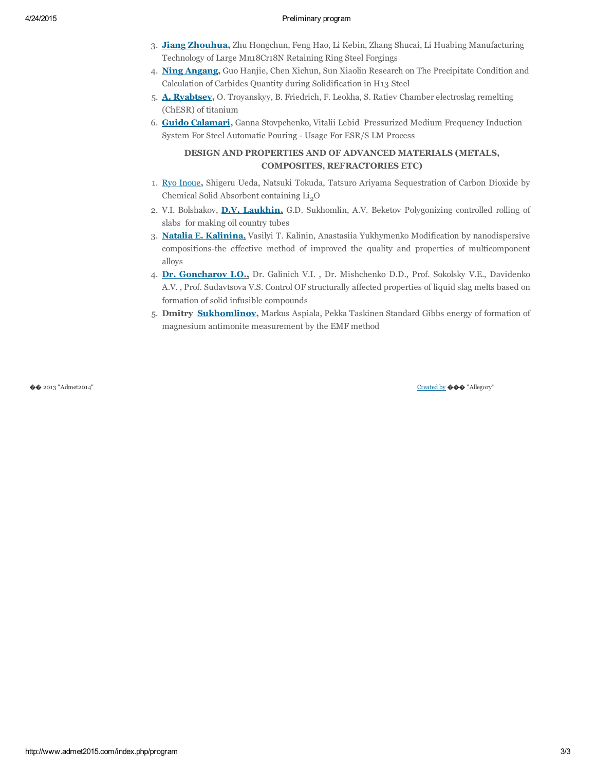3. **Jiang Zhouhua,** Zhu Hongchun, Feng Hao, Li Kebin, Zhang Shucai, Li Huabing Manufacturing Technology of Large Mn18Cr18N Retaining Ring Steel Forgings
4. **Ning Angang,** Guo Hanjie, Chen Xichun, Sun Xiaolin Research on The Precipitate Condition and Calculation of Carbides Quantity during Solidification in H13 Steel
5. **A. Ryabtsev,** O. Troyanskyy, B. Friedrich, F. Leokha, S. Ratiev Chamber electroslag remelting (ChESR) of titanium
6. **Guido Calamari,** Ganna Stovpchenko, Vitalii Lebid Pressurized Medium Frequency Induction System For Steel Automatic Pouring - Usage For ESR/S LM Process

## DESIGN AND PROPERTIES AND OF ADVANCED MATERIALS (METALS, COMPOSITES, REFRACTORIES ETC)

1. Ryo Inoue**,** Shigeru Ueda, Natsuki Tokuda, Tatsuro Ariyama Sequestration of Carbon Dioxide by Chemical Solid Absorbent containing $Li_2O$
2. V.I. Bolshakov, **D.V. Laukhin,** G.D. Sukhomlin, A.V. Beketov Polygonizing controlled rolling of slabs for making oil country tubes
3. **Natalia E. Kalinina,** Vasilyi T. Kalinin, Anastasiia Yukhymenko Modification by nanodispersive compositions-the effective method of improved the quality and properties of multicomponent alloys
4. **Dr. Goncharov I.O.,** Dr. Galinich V.I. , Dr. Mishchenko D.D., Prof. Sokolsky V.E., Davidenko A.V. , Prof. Sudavtsova V.S. Control OF structurally affected properties of liquid slag melts based on formation of solid infusible compounds
5. **Dmitry Sukhomlinov,** Markus Aspiala, Pekka Taskinen Standard Gibbs energy of formation of magnesium antimonite measurement by the EMF method

�� 2013 "Admet2014"

Created by ��� "Allegory"